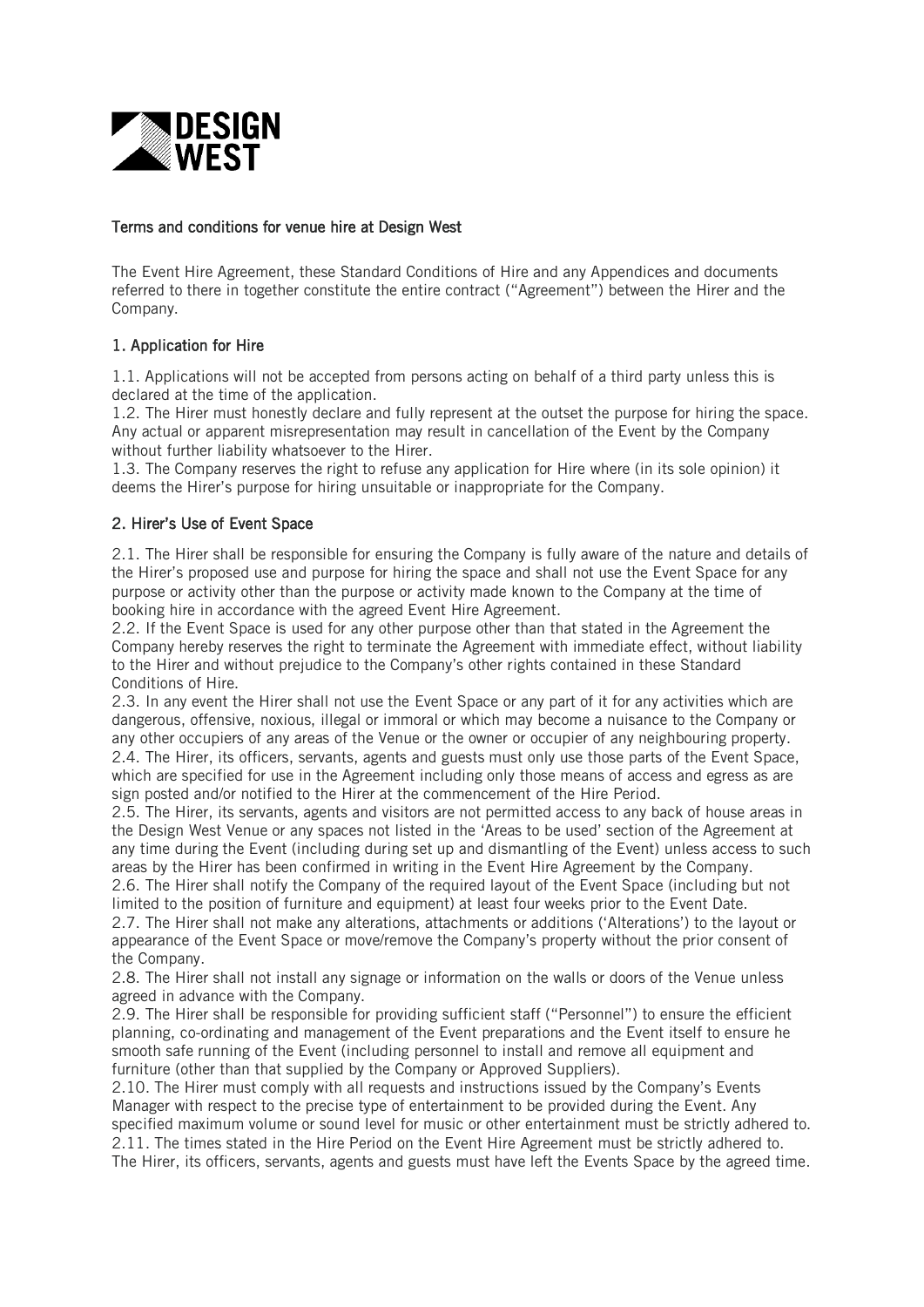DESIGN WEST

# Terms and conditions for venue hire at Design West

The Event Hire Agreement, these Standard Conditions of Hire and any Appendices and documents referred to there in together constitute the entire contract ("Agreement") between the Hirer and the Company.

## 1. Application for Hire

1.1. Applications will not be accepted from persons acting on behalf of a third party unless this is declared at the time of the application.
1.2. The Hirer must honestly declare and fully represent at the outset the purpose for hiring the space. Any actual or apparent misrepresentation may result in cancellation of the Event by the Company without further liability whatsoever to the Hirer.
1.3. The Company reserves the right to refuse any application for Hire where (in its sole opinion) it deems the Hirer's purpose for hiring unsuitable or inappropriate for the Company.

## 2. Hirer's Use of Event Space

2.1. The Hirer shall be responsible for ensuring the Company is fully aware of the nature and details of the Hirer's proposed use and purpose for hiring the space and shall not use the Event Space for any purpose or activity other than the purpose or activity made known to the Company at the time of booking hire in accordance with the agreed Event Hire Agreement.
2.2. If the Event Space is used for any other purpose other than that stated in the Agreement the Company hereby reserves the right to terminate the Agreement with immediate effect, without liability to the Hirer and without prejudice to the Company's other rights contained in these Standard Conditions of Hire.
2.3. In any event the Hirer shall not use the Event Space or any part of it for any activities which are dangerous, offensive, noxious, illegal or immoral or which may become a nuisance to the Company or any other occupiers of any areas of the Venue or the owner or occupier of any neighbouring property.
2.4. The Hirer, its officers, servants, agents and guests must only use those parts of the Event Space, which are specified for use in the Agreement including only those means of access and egress as are sign posted and/or notified to the Hirer at the commencement of the Hire Period.
2.5. The Hirer, its servants, agents and visitors are not permitted access to any back of house areas in the Design West Venue or any spaces not listed in the 'Areas to be used' section of the Agreement at any time during the Event (including during set up and dismantling of the Event) unless access to such areas by the Hirer has been confirmed in writing in the Event Hire Agreement by the Company.
2.6. The Hirer shall notify the Company of the required layout of the Event Space (including but not limited to the position of furniture and equipment) at least four weeks prior to the Event Date.
2.7. The Hirer shall not make any alterations, attachments or additions ('Alterations') to the layout or appearance of the Event Space or move/remove the Company's property without the prior consent of the Company.
2.8. The Hirer shall not install any signage or information on the walls or doors of the Venue unless agreed in advance with the Company.
2.9. The Hirer shall be responsible for providing sufficient staff ("Personnel") to ensure the efficient planning, co-ordinating and management of the Event preparations and the Event itself to ensure he smooth safe running of the Event (including personnel to install and remove all equipment and furniture (other than that supplied by the Company or Approved Suppliers).
2.10. The Hirer must comply with all requests and instructions issued by the Company's Events Manager with respect to the precise type of entertainment to be provided during the Event. Any specified maximum volume or sound level for music or other entertainment must be strictly adhered to.
2.11. The times stated in the Hire Period on the Event Hire Agreement must be strictly adhered to. The Hirer, its officers, servants, agents and guests must have left the Events Space by the agreed time.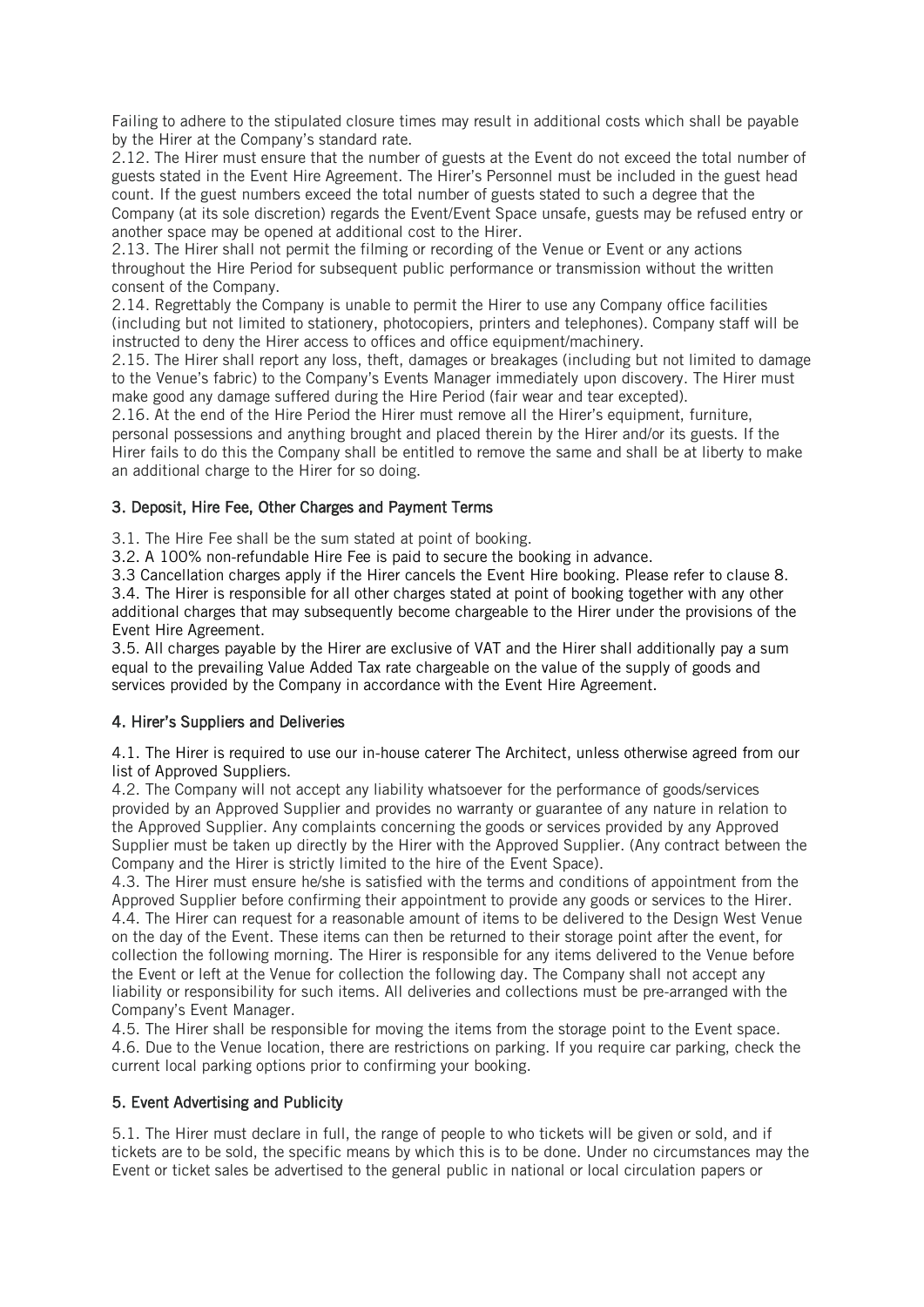Failing to adhere to the stipulated closure times may result in additional costs which shall be payable by the Hirer at the Company's standard rate.

2.12. The Hirer must ensure that the number of guests at the Event do not exceed the total number of guests stated in the Event Hire Agreement. The Hirer's Personnel must be included in the guest head count. If the guest numbers exceed the total number of guests stated to such a degree that the Company (at its sole discretion) regards the Event/Event Space unsafe, guests may be refused entry or another space may be opened at additional cost to the Hirer.

2.13. The Hirer shall not permit the filming or recording of the Venue or Event or any actions throughout the Hire Period for subsequent public performance or transmission without the written consent of the Company.

2.14. Regrettably the Company is unable to permit the Hirer to use any Company office facilities (including but not limited to stationery, photocopiers, printers and telephones). Company staff will be instructed to deny the Hirer access to offices and office equipment/machinery.

2.15. The Hirer shall report any loss, theft, damages or breakages (including but not limited to damage to the Venue's fabric) to the Company's Events Manager immediately upon discovery. The Hirer must make good any damage suffered during the Hire Period (fair wear and tear excepted).

2.16. At the end of the Hire Period the Hirer must remove all the Hirer's equipment, furniture, personal possessions and anything brought and placed therein by the Hirer and/or its guests. If the Hirer fails to do this the Company shall be entitled to remove the same and shall be at liberty to make an additional charge to the Hirer for so doing.

### 3. Deposit, Hire Fee, Other Charges and Payment Terms

3.1. The Hire Fee shall be the sum stated at point of booking.

3.2. A 100% non-refundable Hire Fee is paid to secure the booking in advance.

3.3 Cancellation charges apply if the Hirer cancels the Event Hire booking. Please refer to clause 8.

3.4. The Hirer is responsible for all other charges stated at point of booking together with any other additional charges that may subsequently become chargeable to the Hirer under the provisions of the Event Hire Agreement.

3.5. All charges payable by the Hirer are exclusive of VAT and the Hirer shall additionally pay a sum equal to the prevailing Value Added Tax rate chargeable on the value of the supply of goods and services provided by the Company in accordance with the Event Hire Agreement.

### 4. Hirer's Suppliers and Deliveries

4.1. The Hirer is required to use our in-house caterer The Architect, unless otherwise agreed from our list of Approved Suppliers.

4.2. The Company will not accept any liability whatsoever for the performance of goods/services provided by an Approved Supplier and provides no warranty or guarantee of any nature in relation to the Approved Supplier. Any complaints concerning the goods or services provided by any Approved Supplier must be taken up directly by the Hirer with the Approved Supplier. (Any contract between the Company and the Hirer is strictly limited to the hire of the Event Space).

4.3. The Hirer must ensure he/she is satisfied with the terms and conditions of appointment from the Approved Supplier before confirming their appointment to provide any goods or services to the Hirer.

4.4. The Hirer can request for a reasonable amount of items to be delivered to the Design West Venue on the day of the Event. These items can then be returned to their storage point after the event, for collection the following morning. The Hirer is responsible for any items delivered to the Venue before the Event or left at the Venue for collection the following day. The Company shall not accept any liability or responsibility for such items. All deliveries and collections must be pre-arranged with the Company's Event Manager.

4.5. The Hirer shall be responsible for moving the items from the storage point to the Event space.

4.6. Due to the Venue location, there are restrictions on parking. If you require car parking, check the current local parking options prior to confirming your booking.

### 5. Event Advertising and Publicity

5.1. The Hirer must declare in full, the range of people to who tickets will be given or sold, and if tickets are to be sold, the specific means by which this is to be done. Under no circumstances may the Event or ticket sales be advertised to the general public in national or local circulation papers or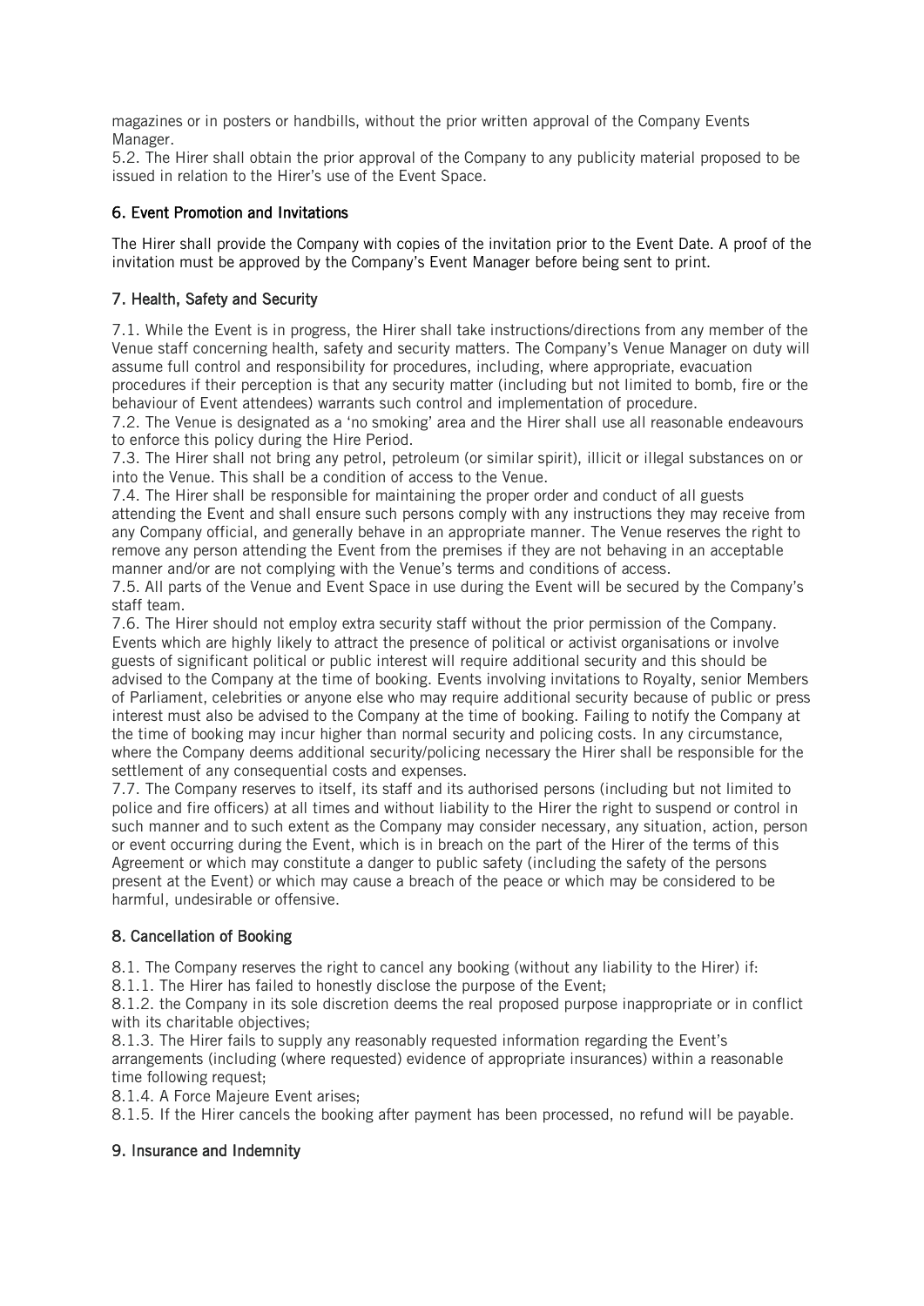magazines or in posters or handbills, without the prior written approval of the Company Events Manager.

5.2. The Hirer shall obtain the prior approval of the Company to any publicity material proposed to be issued in relation to the Hirer's use of the Event Space.

## 6. Event Promotion and Invitations

The Hirer shall provide the Company with copies of the invitation prior to the Event Date. A proof of the invitation must be approved by the Company's Event Manager before being sent to print.

## 7. Health, Safety and Security

7.1. While the Event is in progress, the Hirer shall take instructions/directions from any member of the Venue staff concerning health, safety and security matters. The Company's Venue Manager on duty will assume full control and responsibility for procedures, including, where appropriate, evacuation procedures if their perception is that any security matter (including but not limited to bomb, fire or the behaviour of Event attendees) warrants such control and implementation of procedure.

7.2. The Venue is designated as a 'no smoking' area and the Hirer shall use all reasonable endeavours to enforce this policy during the Hire Period.

7.3. The Hirer shall not bring any petrol, petroleum (or similar spirit), illicit or illegal substances on or into the Venue. This shall be a condition of access to the Venue.

7.4. The Hirer shall be responsible for maintaining the proper order and conduct of all guests attending the Event and shall ensure such persons comply with any instructions they may receive from any Company official, and generally behave in an appropriate manner. The Venue reserves the right to remove any person attending the Event from the premises if they are not behaving in an acceptable manner and/or are not complying with the Venue's terms and conditions of access.

7.5. All parts of the Venue and Event Space in use during the Event will be secured by the Company's staff team.

7.6. The Hirer should not employ extra security staff without the prior permission of the Company. Events which are highly likely to attract the presence of political or activist organisations or involve guests of significant political or public interest will require additional security and this should be advised to the Company at the time of booking. Events involving invitations to Royalty, senior Members of Parliament, celebrities or anyone else who may require additional security because of public or press interest must also be advised to the Company at the time of booking. Failing to notify the Company at the time of booking may incur higher than normal security and policing costs. In any circumstance, where the Company deems additional security/policing necessary the Hirer shall be responsible for the settlement of any consequential costs and expenses.

7.7. The Company reserves to itself, its staff and its authorised persons (including but not limited to police and fire officers) at all times and without liability to the Hirer the right to suspend or control in such manner and to such extent as the Company may consider necessary, any situation, action, person or event occurring during the Event, which is in breach on the part of the Hirer of the terms of this Agreement or which may constitute a danger to public safety (including the safety of the persons present at the Event) or which may cause a breach of the peace or which may be considered to be harmful, undesirable or offensive.

## 8. Cancellation of Booking

8.1. The Company reserves the right to cancel any booking (without any liability to the Hirer) if:

8.1.1. The Hirer has failed to honestly disclose the purpose of the Event;

8.1.2. the Company in its sole discretion deems the real proposed purpose inappropriate or in conflict with its charitable objectives;

8.1.3. The Hirer fails to supply any reasonably requested information regarding the Event's arrangements (including (where requested) evidence of appropriate insurances) within a reasonable time following request;

8.1.4. A Force Majeure Event arises;

8.1.5. If the Hirer cancels the booking after payment has been processed, no refund will be payable.

## 9. Insurance and Indemnity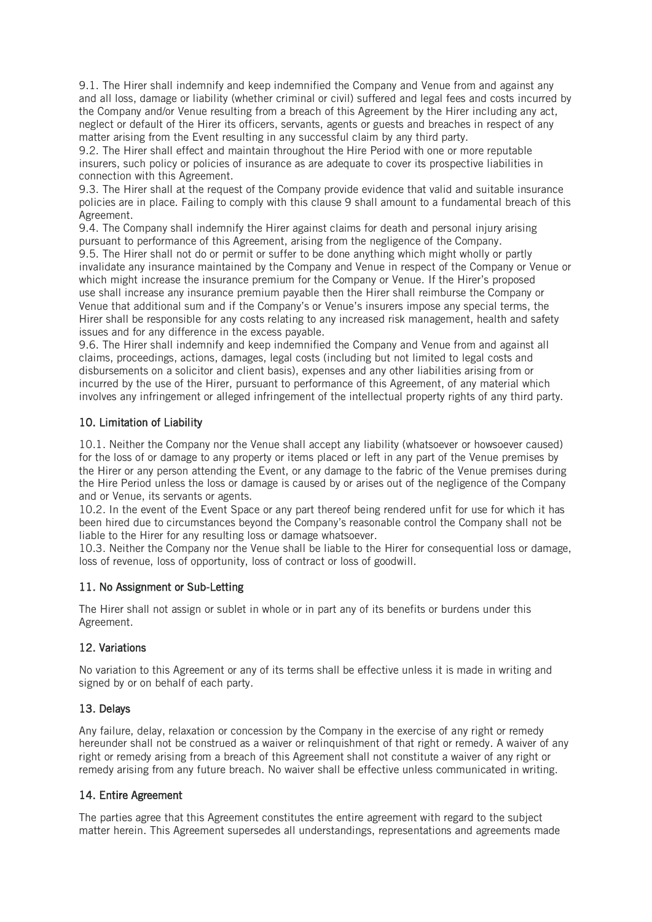9.1. The Hirer shall indemnify and keep indemnified the Company and Venue from and against any and all loss, damage or liability (whether criminal or civil) suffered and legal fees and costs incurred by the Company and/or Venue resulting from a breach of this Agreement by the Hirer including any act, neglect or default of the Hirer its officers, servants, agents or guests and breaches in respect of any matter arising from the Event resulting in any successful claim by any third party.

9.2. The Hirer shall effect and maintain throughout the Hire Period with one or more reputable insurers, such policy or policies of insurance as are adequate to cover its prospective liabilities in connection with this Agreement.

9.3. The Hirer shall at the request of the Company provide evidence that valid and suitable insurance policies are in place. Failing to comply with this clause 9 shall amount to a fundamental breach of this Agreement.

9.4. The Company shall indemnify the Hirer against claims for death and personal injury arising pursuant to performance of this Agreement, arising from the negligence of the Company.

9.5. The Hirer shall not do or permit or suffer to be done anything which might wholly or partly invalidate any insurance maintained by the Company and Venue in respect of the Company or Venue or which might increase the insurance premium for the Company or Venue. If the Hirer's proposed use shall increase any insurance premium payable then the Hirer shall reimburse the Company or Venue that additional sum and if the Company's or Venue's insurers impose any special terms, the Hirer shall be responsible for any costs relating to any increased risk management, health and safety issues and for any difference in the excess payable.

9.6. The Hirer shall indemnify and keep indemnified the Company and Venue from and against all claims, proceedings, actions, damages, legal costs (including but not limited to legal costs and disbursements on a solicitor and client basis), expenses and any other liabilities arising from or incurred by the use of the Hirer, pursuant to performance of this Agreement, of any material which involves any infringement or alleged infringement of the intellectual property rights of any third party.

## 10. Limitation of Liability

10.1. Neither the Company nor the Venue shall accept any liability (whatsoever or howsoever caused) for the loss of or damage to any property or items placed or left in any part of the Venue premises by the Hirer or any person attending the Event, or any damage to the fabric of the Venue premises during the Hire Period unless the loss or damage is caused by or arises out of the negligence of the Company and or Venue, its servants or agents.

10.2. In the event of the Event Space or any part thereof being rendered unfit for use for which it has been hired due to circumstances beyond the Company's reasonable control the Company shall not be liable to the Hirer for any resulting loss or damage whatsoever.

10.3. Neither the Company nor the Venue shall be liable to the Hirer for consequential loss or damage, loss of revenue, loss of opportunity, loss of contract or loss of goodwill.

## 11. No Assignment or Sub-Letting

The Hirer shall not assign or sublet in whole or in part any of its benefits or burdens under this Agreement.

## 12. Variations

No variation to this Agreement or any of its terms shall be effective unless it is made in writing and signed by or on behalf of each party.

## 13. Delays

Any failure, delay, relaxation or concession by the Company in the exercise of any right or remedy hereunder shall not be construed as a waiver or relinquishment of that right or remedy. A waiver of any right or remedy arising from a breach of this Agreement shall not constitute a waiver of any right or remedy arising from any future breach. No waiver shall be effective unless communicated in writing.

## 14. Entire Agreement

The parties agree that this Agreement constitutes the entire agreement with regard to the subject matter herein. This Agreement supersedes all understandings, representations and agreements made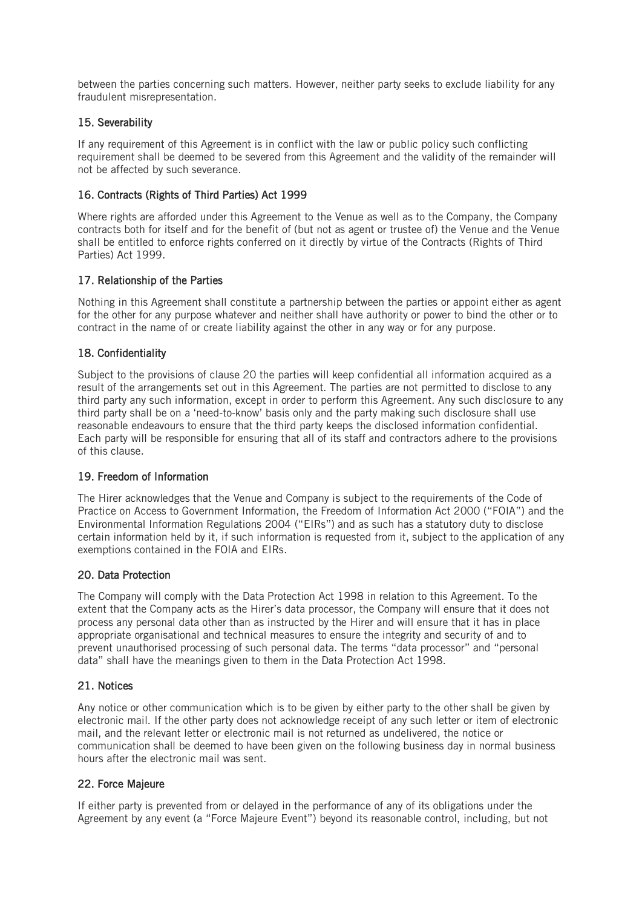between the parties concerning such matters. However, neither party seeks to exclude liability for any fraudulent misrepresentation.

### 15. Severability

If any requirement of this Agreement is in conflict with the law or public policy such conflicting requirement shall be deemed to be severed from this Agreement and the validity of the remainder will not be affected by such severance.

### 16. Contracts (Rights of Third Parties) Act 1999

Where rights are afforded under this Agreement to the Venue as well as to the Company, the Company contracts both for itself and for the benefit of (but not as agent or trustee of) the Venue and the Venue shall be entitled to enforce rights conferred on it directly by virtue of the Contracts (Rights of Third Parties) Act 1999.

### 17. Relationship of the Parties

Nothing in this Agreement shall constitute a partnership between the parties or appoint either as agent for the other for any purpose whatever and neither shall have authority or power to bind the other or to contract in the name of or create liability against the other in any way or for any purpose.

### 18. Confidentiality

Subject to the provisions of clause 20 the parties will keep confidential all information acquired as a result of the arrangements set out in this Agreement. The parties are not permitted to disclose to any third party any such information, except in order to perform this Agreement. Any such disclosure to any third party shall be on a 'need-to-know' basis only and the party making such disclosure shall use reasonable endeavours to ensure that the third party keeps the disclosed information confidential. Each party will be responsible for ensuring that all of its staff and contractors adhere to the provisions of this clause.

### 19. Freedom of Information

The Hirer acknowledges that the Venue and Company is subject to the requirements of the Code of Practice on Access to Government Information, the Freedom of Information Act 2000 ("FOIA") and the Environmental Information Regulations 2004 ("EIRs") and as such has a statutory duty to disclose certain information held by it, if such information is requested from it, subject to the application of any exemptions contained in the FOIA and EIRs.

### 20. Data Protection

The Company will comply with the Data Protection Act 1998 in relation to this Agreement. To the extent that the Company acts as the Hirer's data processor, the Company will ensure that it does not process any personal data other than as instructed by the Hirer and will ensure that it has in place appropriate organisational and technical measures to ensure the integrity and security of and to prevent unauthorised processing of such personal data. The terms "data processor" and "personal data" shall have the meanings given to them in the Data Protection Act 1998.

### 21. Notices

Any notice or other communication which is to be given by either party to the other shall be given by electronic mail. If the other party does not acknowledge receipt of any such letter or item of electronic mail, and the relevant letter or electronic mail is not returned as undelivered, the notice or communication shall be deemed to have been given on the following business day in normal business hours after the electronic mail was sent.

### 22. Force Majeure

If either party is prevented from or delayed in the performance of any of its obligations under the Agreement by any event (a "Force Majeure Event") beyond its reasonable control, including, but not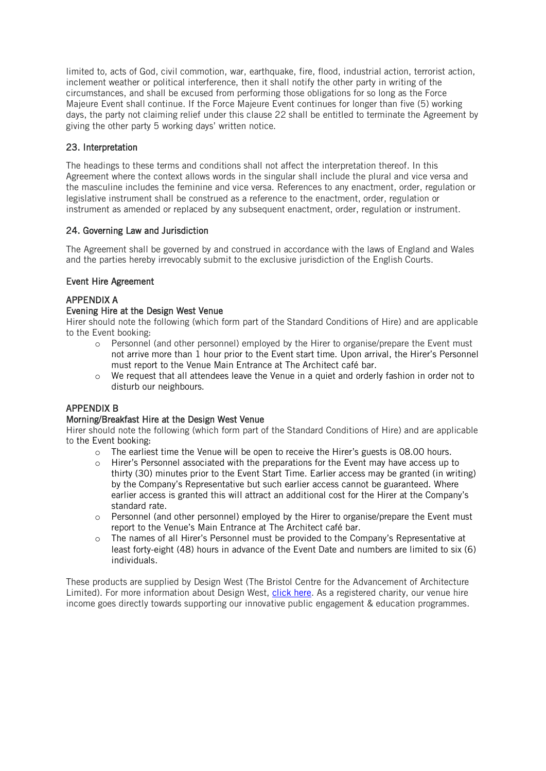limited to, acts of God, civil commotion, war, earthquake, fire, flood, industrial action, terrorist action, inclement weather or political interference, then it shall notify the other party in writing of the circumstances, and shall be excused from performing those obligations for so long as the Force Majeure Event shall continue. If the Force Majeure Event continues for longer than five (5) working days, the party not claiming relief under this clause 22 shall be entitled to terminate the Agreement by giving the other party 5 working days' written notice.

## 23. Interpretation

The headings to these terms and conditions shall not affect the interpretation thereof. In this Agreement where the context allows words in the singular shall include the plural and vice versa and the masculine includes the feminine and vice versa. References to any enactment, order, regulation or legislative instrument shall be construed as a reference to the enactment, order, regulation or instrument as amended or replaced by any subsequent enactment, order, regulation or instrument.

## 24. Governing Law and Jurisdiction

The Agreement shall be governed by and construed in accordance with the laws of England and Wales and the parties hereby irrevocably submit to the exclusive jurisdiction of the English Courts.

## Event Hire Agreement

## APPENDIX A

### Evening Hire at the Design West Venue

Hirer should note the following (which form part of the Standard Conditions of Hire) and are applicable to the Event booking:

- Personnel (and other personnel) employed by the Hirer to organise/prepare the Event must not arrive more than 1 hour prior to the Event start time. Upon arrival, the Hirer's Personnel must report to the Venue Main Entrance at The Architect café bar.
- We request that all attendees leave the Venue in a quiet and orderly fashion in order not to disturb our neighbours.

## APPENDIX B

### Morning/Breakfast Hire at the Design West Venue

Hirer should note the following (which form part of the Standard Conditions of Hire) and are applicable to the Event booking:

- The earliest time the Venue will be open to receive the Hirer's guests is 08.00 hours.
- Hirer's Personnel associated with the preparations for the Event may have access up to thirty (30) minutes prior to the Event Start Time. Earlier access may be granted (in writing) by the Company's Representative but such earlier access cannot be guaranteed. Where earlier access is granted this will attract an additional cost for the Hirer at the Company's standard rate.
- Personnel (and other personnel) employed by the Hirer to organise/prepare the Event must report to the Venue's Main Entrance at The Architect café bar.
- The names of all Hirer's Personnel must be provided to the Company's Representative at least forty-eight (48) hours in advance of the Event Date and numbers are limited to six (6) individuals.

These products are supplied by Design West (The Bristol Centre for the Advancement of Architecture Limited). For more information about Design West, click here. As a registered charity, our venue hire income goes directly towards supporting our innovative public engagement & education programmes.